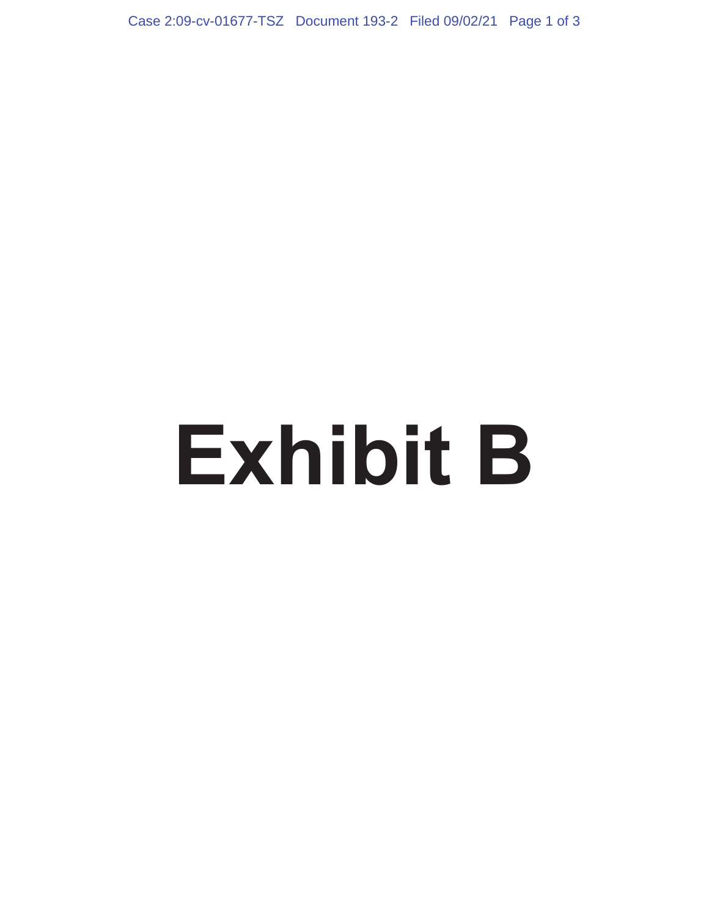# Exhibit B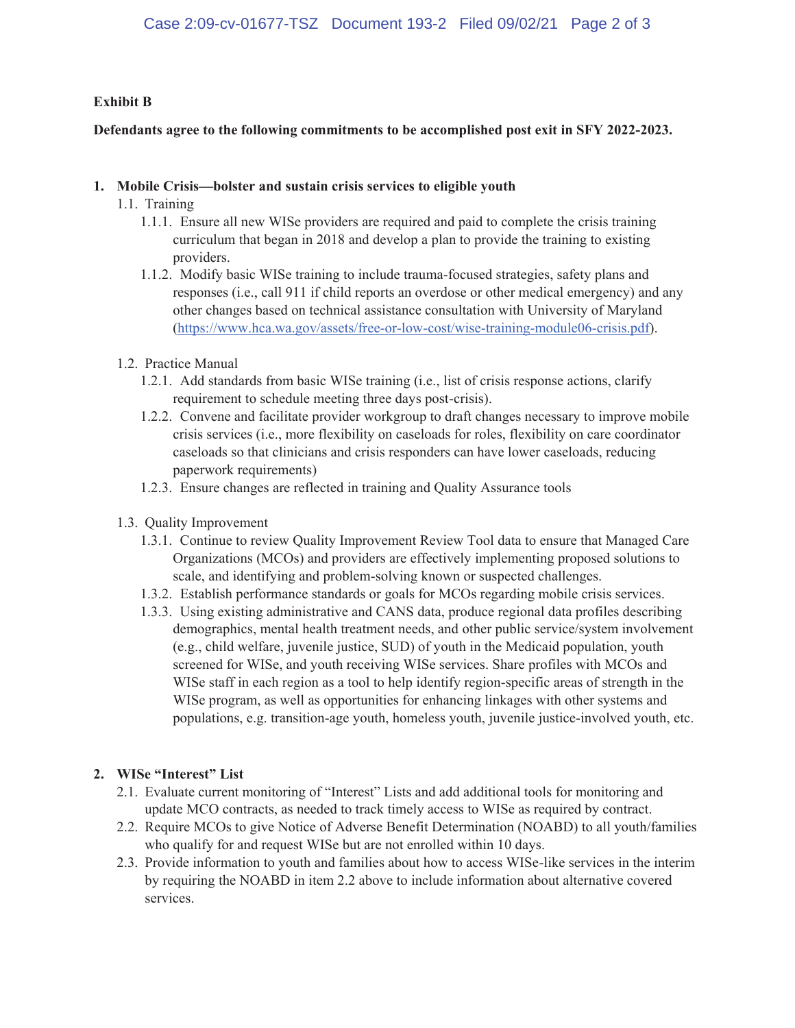**Exhibit B**

**Defendants agree to the following commitments to be accomplished post exit in SFY 2022-2023.**

1. **Mobile Crisis—bolster and sustain crisis services to eligible youth**

   1.1. Training

   1.1.1. Ensure all new WISe providers are required and paid to complete the crisis training curriculum that began in 2018 and develop a plan to provide the training to existing providers.

   1.1.2. Modify basic WISe training to include trauma-focused strategies, safety plans and responses (i.e., call 911 if child reports an overdose or other medical emergency) and any other changes based on technical assistance consultation with University of Maryland (https://www.hca.wa.gov/assets/free-or-low-cost/wise-training-module06-crisis.pdf).

   1.2. Practice Manual

   1.2.1. Add standards from basic WISe training (i.e., list of crisis response actions, clarify requirement to schedule meeting three days post-crisis).

   1.2.2. Convene and facilitate provider workgroup to draft changes necessary to improve mobile crisis services (i.e., more flexibility on caseloads for roles, flexibility on care coordinator caseloads so that clinicians and crisis responders can have lower caseloads, reducing paperwork requirements)

   1.2.3. Ensure changes are reflected in training and Quality Assurance tools

   1.3. Quality Improvement

   1.3.1. Continue to review Quality Improvement Review Tool data to ensure that Managed Care Organizations (MCOs) and providers are effectively implementing proposed solutions to scale, and identifying and problem-solving known or suspected challenges.

   1.3.2. Establish performance standards or goals for MCOs regarding mobile crisis services.

   1.3.3. Using existing administrative and CANS data, produce regional data profiles describing demographics, mental health treatment needs, and other public service/system involvement (e.g., child welfare, juvenile justice, SUD) of youth in the Medicaid population, youth screened for WISe, and youth receiving WISe services. Share profiles with MCOs and WISe staff in each region as a tool to help identify region-specific areas of strength in the WISe program, as well as opportunities for enhancing linkages with other systems and populations, e.g. transition-age youth, homeless youth, juvenile justice-involved youth, etc.

2. **WISe "Interest" List**

   2.1. Evaluate current monitoring of "Interest" Lists and add additional tools for monitoring and update MCO contracts, as needed to track timely access to WISe as required by contract.

   2.2. Require MCOs to give Notice of Adverse Benefit Determination (NOABD) to all youth/families who qualify for and request WISe but are not enrolled within 10 days.

   2.3. Provide information to youth and families about how to access WISe-like services in the interim by requiring the NOABD in item 2.2 above to include information about alternative covered services.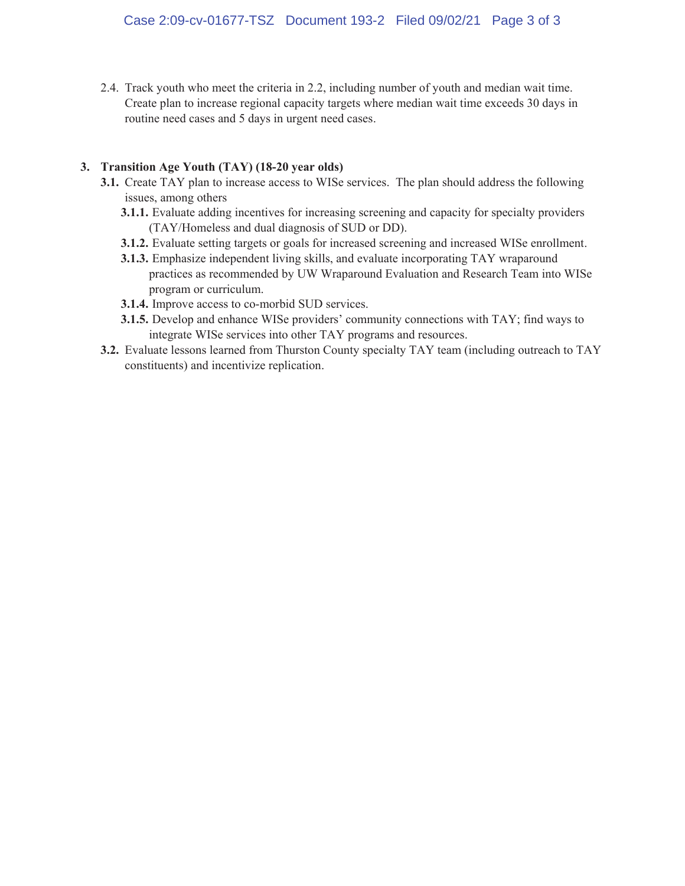2.4. Track youth who meet the criteria in 2.2, including number of youth and median wait time. Create plan to increase regional capacity targets where median wait time exceeds 30 days in routine need cases and 5 days in urgent need cases.

**3. Transition Age Youth (TAY) (18-20 year olds)**

**3.1.** Create TAY plan to increase access to WISe services. The plan should address the following issues, among others

- **3.1.1.** Evaluate adding incentives for increasing screening and capacity for specialty providers (TAY/Homeless and dual diagnosis of SUD or DD).
- **3.1.2.** Evaluate setting targets or goals for increased screening and increased WISe enrollment.
- **3.1.3.** Emphasize independent living skills, and evaluate incorporating TAY wraparound practices as recommended by UW Wraparound Evaluation and Research Team into WISe program or curriculum.
- **3.1.4.** Improve access to co-morbid SUD services.
- **3.1.5.** Develop and enhance WISe providers' community connections with TAY; find ways to integrate WISe services into other TAY programs and resources.

**3.2.** Evaluate lessons learned from Thurston County specialty TAY team (including outreach to TAY constituents) and incentivize replication.